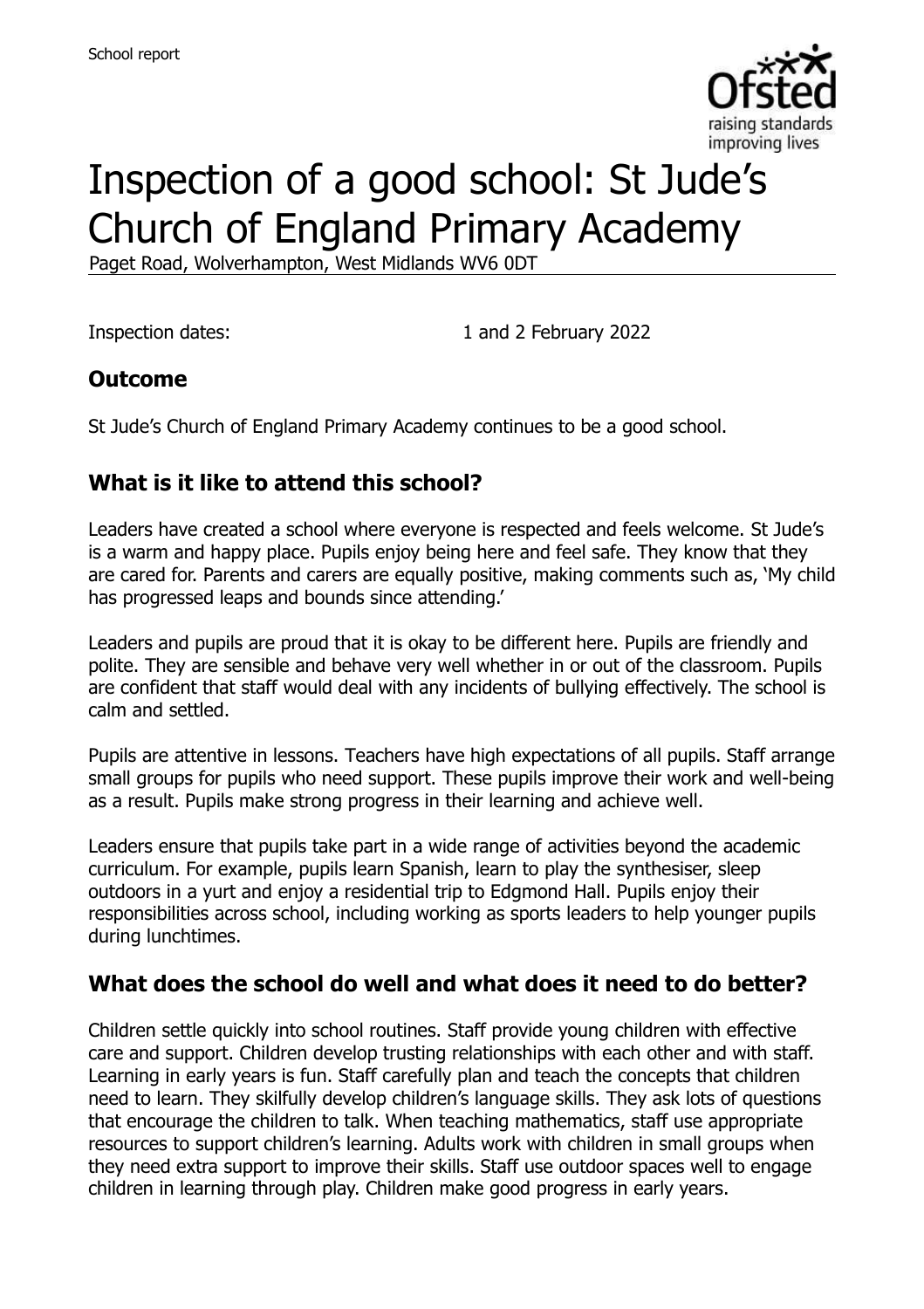School report

# Inspection of a good school: St Jude's Church of England Primary Academy

Paget Road, Wolverhampton, West Midlands WV6 0DT

Inspection dates: 1 and 2 February 2022

## Outcome

St Jude's Church of England Primary Academy continues to be a good school.

## What is it like to attend this school?

Leaders have created a school where everyone is respected and feels welcome. St Jude's is a warm and happy place. Pupils enjoy being here and feel safe. They know that they are cared for. Parents and carers are equally positive, making comments such as, 'My child has progressed leaps and bounds since attending.'

Leaders and pupils are proud that it is okay to be different here. Pupils are friendly and polite. They are sensible and behave very well whether in or out of the classroom. Pupils are confident that staff would deal with any incidents of bullying effectively. The school is calm and settled.

Pupils are attentive in lessons. Teachers have high expectations of all pupils. Staff arrange small groups for pupils who need support. These pupils improve their work and well-being as a result. Pupils make strong progress in their learning and achieve well.

Leaders ensure that pupils take part in a wide range of activities beyond the academic curriculum. For example, pupils learn Spanish, learn to play the synthesiser, sleep outdoors in a yurt and enjoy a residential trip to Edgmond Hall. Pupils enjoy their responsibilities across school, including working as sports leaders to help younger pupils during lunchtimes.

## What does the school do well and what does it need to do better?

Children settle quickly into school routines. Staff provide young children with effective care and support. Children develop trusting relationships with each other and with staff. Learning in early years is fun. Staff carefully plan and teach the concepts that children need to learn. They skilfully develop children's language skills. They ask lots of questions that encourage the children to talk. When teaching mathematics, staff use appropriate resources to support children's learning. Adults work with children in small groups when they need extra support to improve their skills. Staff use outdoor spaces well to engage children in learning through play. Children make good progress in early years.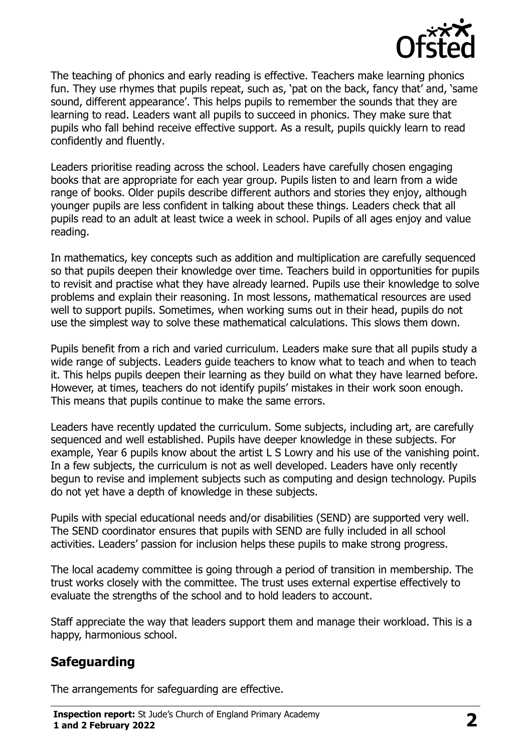The teaching of phonics and early reading is effective. Teachers make learning phonics fun. They use rhymes that pupils repeat, such as, 'pat on the back, fancy that' and, 'same sound, different appearance'. This helps pupils to remember the sounds that they are learning to read. Leaders want all pupils to succeed in phonics. They make sure that pupils who fall behind receive effective support. As a result, pupils quickly learn to read confidently and fluently.

Leaders prioritise reading across the school. Leaders have carefully chosen engaging books that are appropriate for each year group. Pupils listen to and learn from a wide range of books. Older pupils describe different authors and stories they enjoy, although younger pupils are less confident in talking about these things. Leaders check that all pupils read to an adult at least twice a week in school. Pupils of all ages enjoy and value reading.

In mathematics, key concepts such as addition and multiplication are carefully sequenced so that pupils deepen their knowledge over time. Teachers build in opportunities for pupils to revisit and practise what they have already learned. Pupils use their knowledge to solve problems and explain their reasoning. In most lessons, mathematical resources are used well to support pupils. Sometimes, when working sums out in their head, pupils do not use the simplest way to solve these mathematical calculations. This slows them down.

Pupils benefit from a rich and varied curriculum. Leaders make sure that all pupils study a wide range of subjects. Leaders guide teachers to know what to teach and when to teach it. This helps pupils deepen their learning as they build on what they have learned before. However, at times, teachers do not identify pupils' mistakes in their work soon enough. This means that pupils continue to make the same errors.

Leaders have recently updated the curriculum. Some subjects, including art, are carefully sequenced and well established. Pupils have deeper knowledge in these subjects. For example, Year 6 pupils know about the artist L S Lowry and his use of the vanishing point. In a few subjects, the curriculum is not as well developed. Leaders have only recently begun to revise and implement subjects such as computing and design technology. Pupils do not yet have a depth of knowledge in these subjects.

Pupils with special educational needs and/or disabilities (SEND) are supported very well. The SEND coordinator ensures that pupils with SEND are fully included in all school activities. Leaders' passion for inclusion helps these pupils to make strong progress.

The local academy committee is going through a period of transition in membership. The trust works closely with the committee. The trust uses external expertise effectively to evaluate the strengths of the school and to hold leaders to account.

Staff appreciate the way that leaders support them and manage their workload. This is a happy, harmonious school.

## Safeguarding

The arrangements for safeguarding are effective.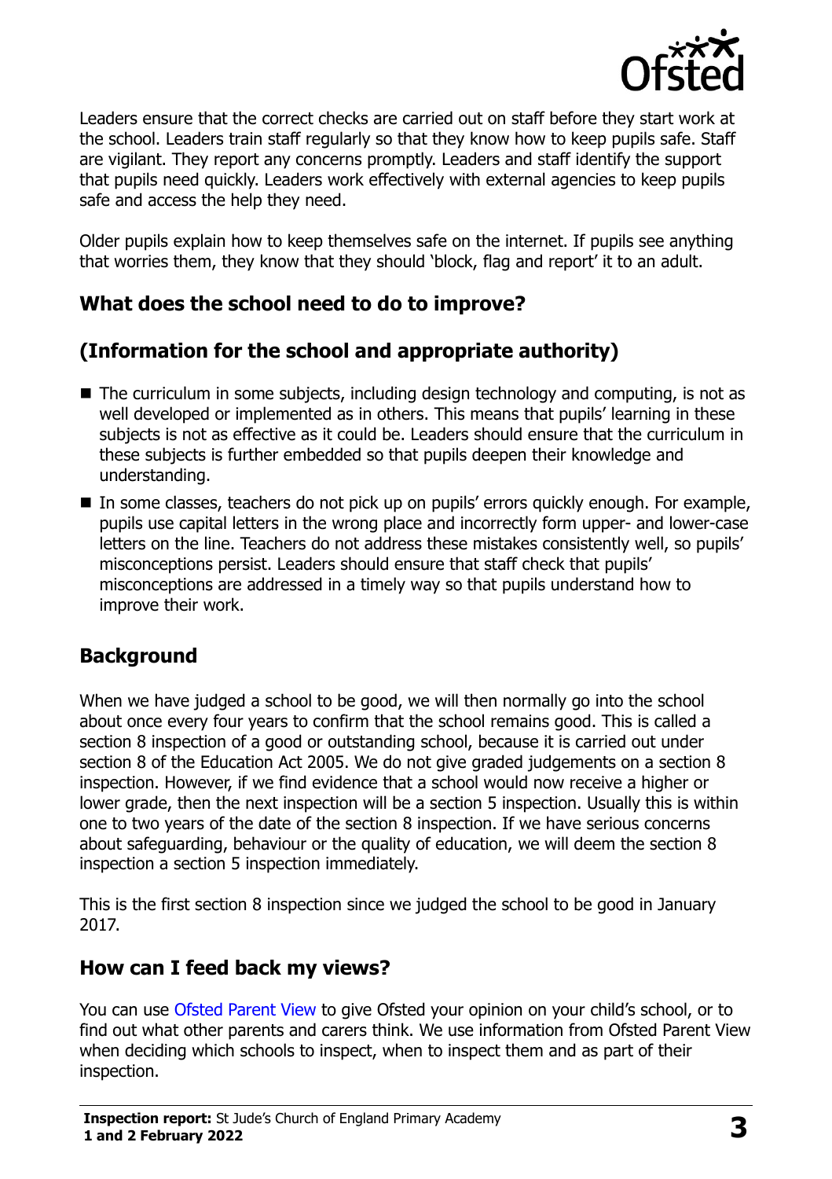Leaders ensure that the correct checks are carried out on staff before they start work at the school. Leaders train staff regularly so that they know how to keep pupils safe. Staff are vigilant. They report any concerns promptly. Leaders and staff identify the support that pupils need quickly. Leaders work effectively with external agencies to keep pupils safe and access the help they need.

Older pupils explain how to keep themselves safe on the internet. If pupils see anything that worries them, they know that they should 'block, flag and report' it to an adult.

## What does the school need to do to improve?

## (Information for the school and appropriate authority)

- The curriculum in some subjects, including design technology and computing, is not as well developed or implemented as in others. This means that pupils' learning in these subjects is not as effective as it could be. Leaders should ensure that the curriculum in these subjects is further embedded so that pupils deepen their knowledge and understanding.
- In some classes, teachers do not pick up on pupils' errors quickly enough. For example, pupils use capital letters in the wrong place and incorrectly form upper- and lower-case letters on the line. Teachers do not address these mistakes consistently well, so pupils' misconceptions persist. Leaders should ensure that staff check that pupils' misconceptions are addressed in a timely way so that pupils understand how to improve their work.

## Background

When we have judged a school to be good, we will then normally go into the school about once every four years to confirm that the school remains good. This is called a section 8 inspection of a good or outstanding school, because it is carried out under section 8 of the Education Act 2005. We do not give graded judgements on a section 8 inspection. However, if we find evidence that a school would now receive a higher or lower grade, then the next inspection will be a section 5 inspection. Usually this is within one to two years of the date of the section 8 inspection. If we have serious concerns about safeguarding, behaviour or the quality of education, we will deem the section 8 inspection a section 5 inspection immediately.

This is the first section 8 inspection since we judged the school to be good in January 2017.

## How can I feed back my views?

You can use Ofsted Parent View to give Ofsted your opinion on your child's school, or to find out what other parents and carers think. We use information from Ofsted Parent View when deciding which schools to inspect, when to inspect them and as part of their inspection.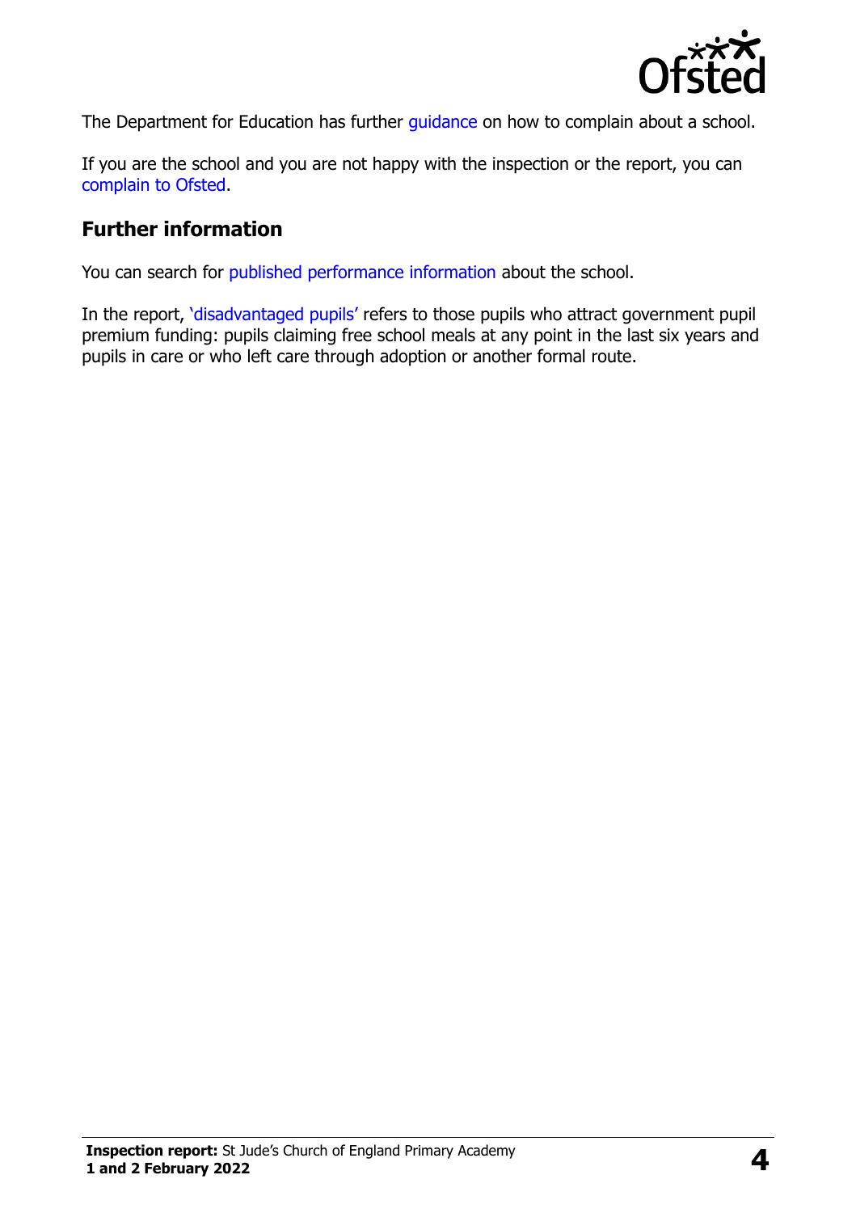The Department for Education has further guidance on how to complain about a school.

If you are the school and you are not happy with the inspection or the report, you can complain to Ofsted.

## Further information

You can search for published performance information about the school.

In the report, 'disadvantaged pupils' refers to those pupils who attract government pupil premium funding: pupils claiming free school meals at any point in the last six years and pupils in care or who left care through adoption or another formal route.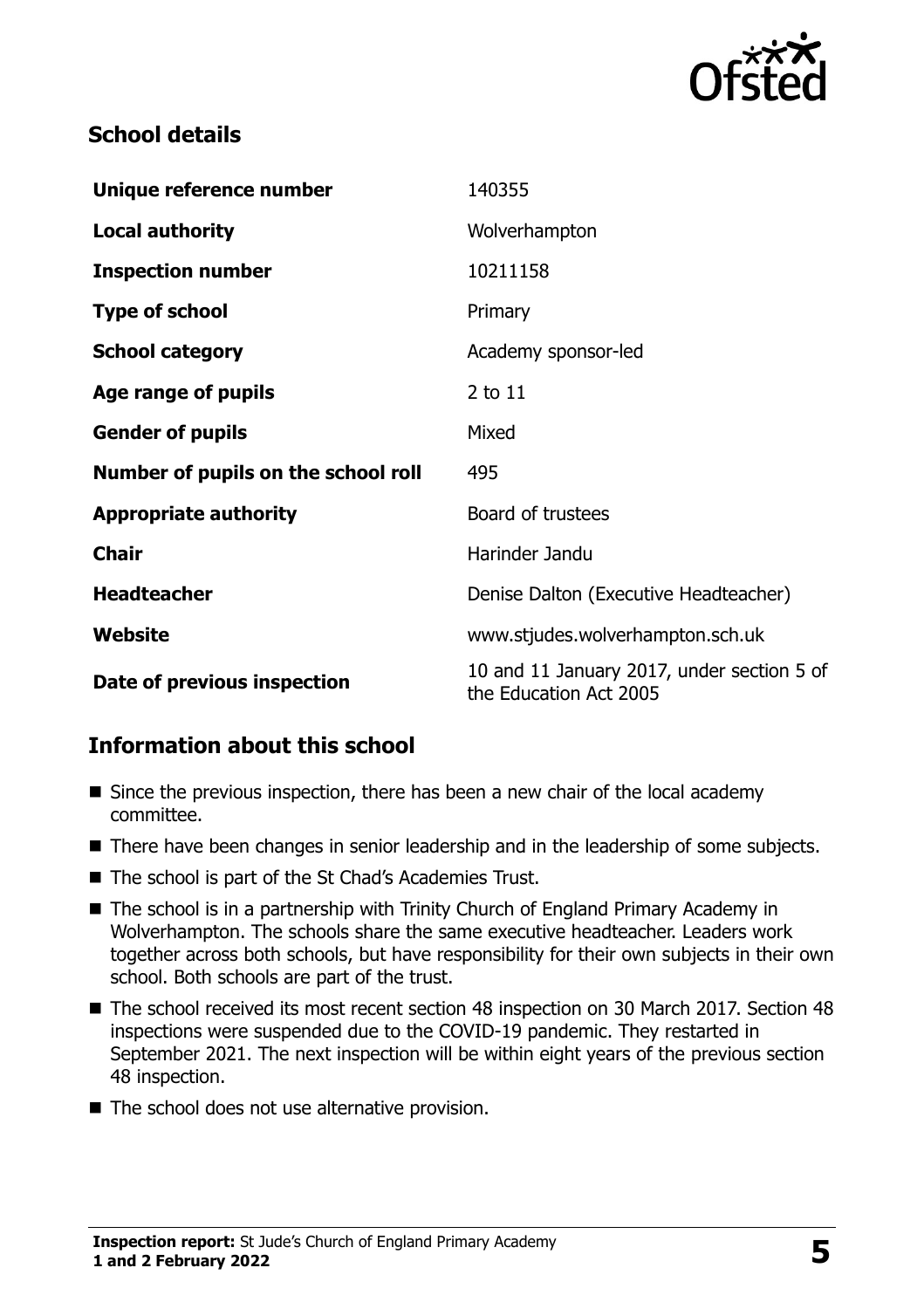## School details

| Unique reference number | 140355 |
| --- | --- |
| **Local authority** | Wolverhampton |
| **Inspection number** | 10211158 |
| **Type of school** | Primary |
| **School category** | Academy sponsor-led |
| **Age range of pupils** | 2 to 11 |
| **Gender of pupils** | Mixed |
| **Number of pupils on the school roll** | 495 |
| **Appropriate authority** | Board of trustees |
| **Chair** | Harinder Jandu |
| **Headteacher** | Denise Dalton (Executive Headteacher) |
| **Website** | www.stjudes.wolverhampton.sch.uk |
| **Date of previous inspection** | 10 and 11 January 2017, under section 5 of the Education Act 2005 |

## Information about this school

- Since the previous inspection, there has been a new chair of the local academy committee.
- There have been changes in senior leadership and in the leadership of some subjects.
- The school is part of the St Chad's Academies Trust.
- The school is in a partnership with Trinity Church of England Primary Academy in Wolverhampton. The schools share the same executive headteacher. Leaders work together across both schools, but have responsibility for their own subjects in their own school. Both schools are part of the trust.
- The school received its most recent section 48 inspection on 30 March 2017. Section 48 inspections were suspended due to the COVID-19 pandemic. They restarted in September 2021. The next inspection will be within eight years of the previous section 48 inspection.
- The school does not use alternative provision.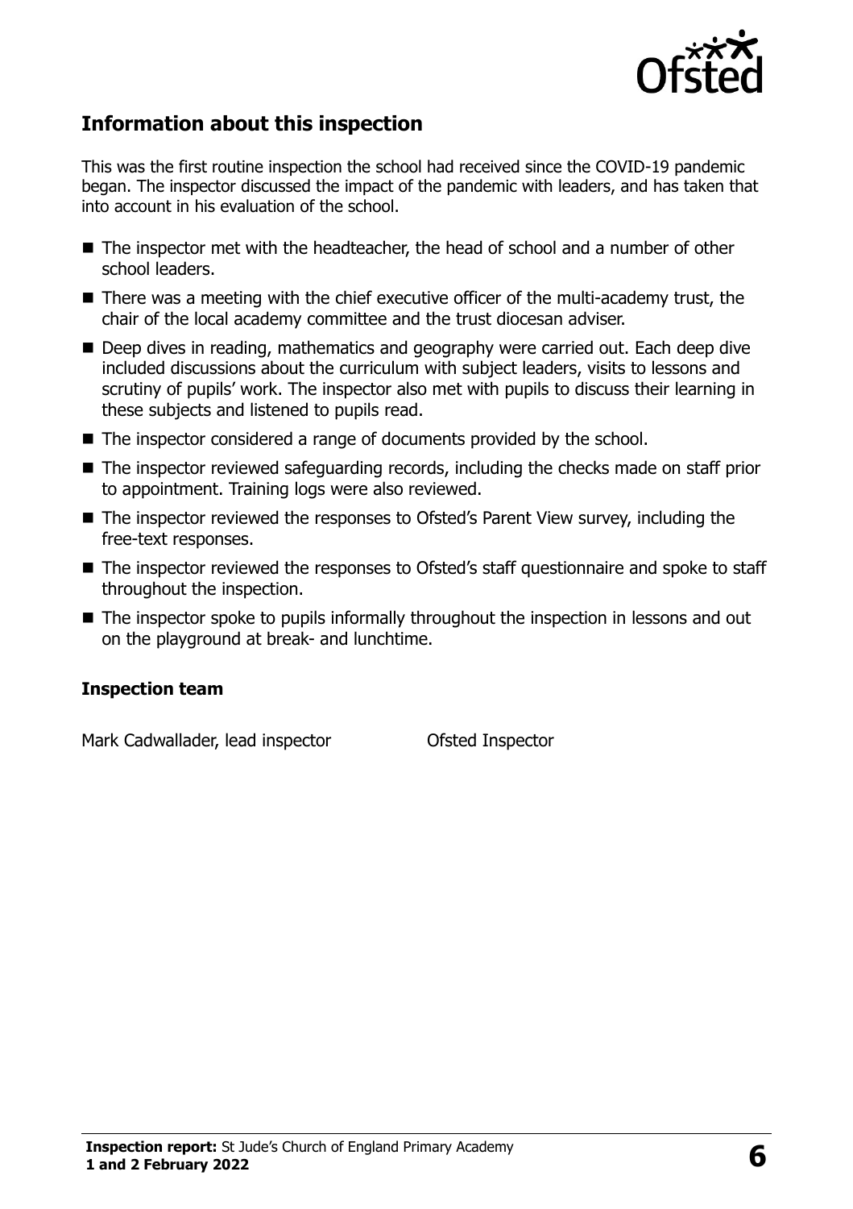## Information about this inspection

This was the first routine inspection the school had received since the COVID-19 pandemic began. The inspector discussed the impact of the pandemic with leaders, and has taken that into account in his evaluation of the school.

- The inspector met with the headteacher, the head of school and a number of other school leaders.
- There was a meeting with the chief executive officer of the multi-academy trust, the chair of the local academy committee and the trust diocesan adviser.
- Deep dives in reading, mathematics and geography were carried out. Each deep dive included discussions about the curriculum with subject leaders, visits to lessons and scrutiny of pupils' work. The inspector also met with pupils to discuss their learning in these subjects and listened to pupils read.
- The inspector considered a range of documents provided by the school.
- The inspector reviewed safeguarding records, including the checks made on staff prior to appointment. Training logs were also reviewed.
- The inspector reviewed the responses to Ofsted's Parent View survey, including the free-text responses.
- The inspector reviewed the responses to Ofsted's staff questionnaire and spoke to staff throughout the inspection.
- The inspector spoke to pupils informally throughout the inspection in lessons and out on the playground at break- and lunchtime.

### Inspection team

| | |
|---|---|
| Mark Cadwallader, lead inspector | Ofsted Inspector |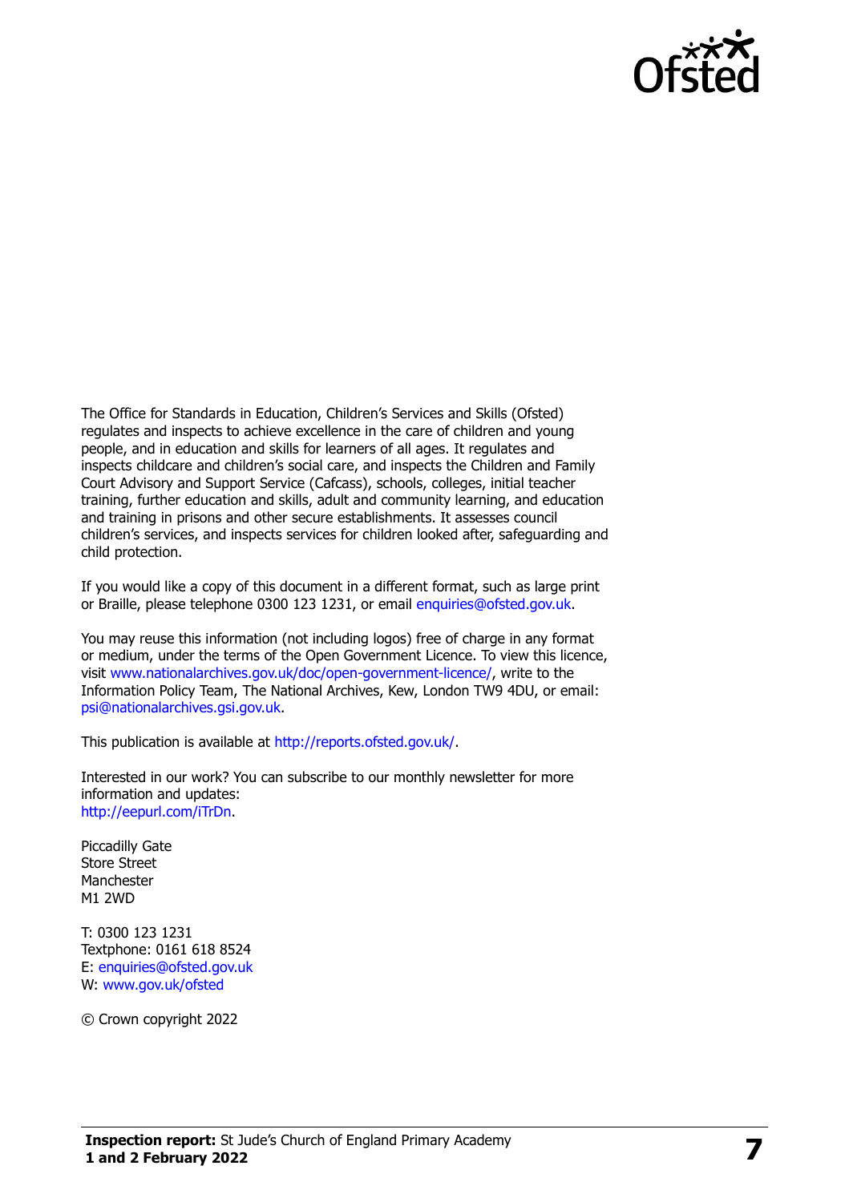The Office for Standards in Education, Children's Services and Skills (Ofsted) regulates and inspects to achieve excellence in the care of children and young people, and in education and skills for learners of all ages. It regulates and inspects childcare and children's social care, and inspects the Children and Family Court Advisory and Support Service (Cafcass), schools, colleges, initial teacher training, further education and skills, adult and community learning, and education and training in prisons and other secure establishments. It assesses council children's services, and inspects services for children looked after, safeguarding and child protection.

If you would like a copy of this document in a different format, such as large print or Braille, please telephone 0300 123 1231, or email enquiries@ofsted.gov.uk.

You may reuse this information (not including logos) free of charge in any format or medium, under the terms of the Open Government Licence. To view this licence, visit www.nationalarchives.gov.uk/doc/open-government-licence/, write to the Information Policy Team, The National Archives, Kew, London TW9 4DU, or email: psi@nationalarchives.gsi.gov.uk.

This publication is available at http://reports.ofsted.gov.uk/.

Interested in our work? You can subscribe to our monthly newsletter for more information and updates:
http://eepurl.com/iTrDn.

Piccadilly Gate
Store Street
Manchester
M1 2WD

T: 0300 123 1231
Textphone: 0161 618 8524
E: enquiries@ofsted.gov.uk
W: www.gov.uk/ofsted

© Crown copyright 2022